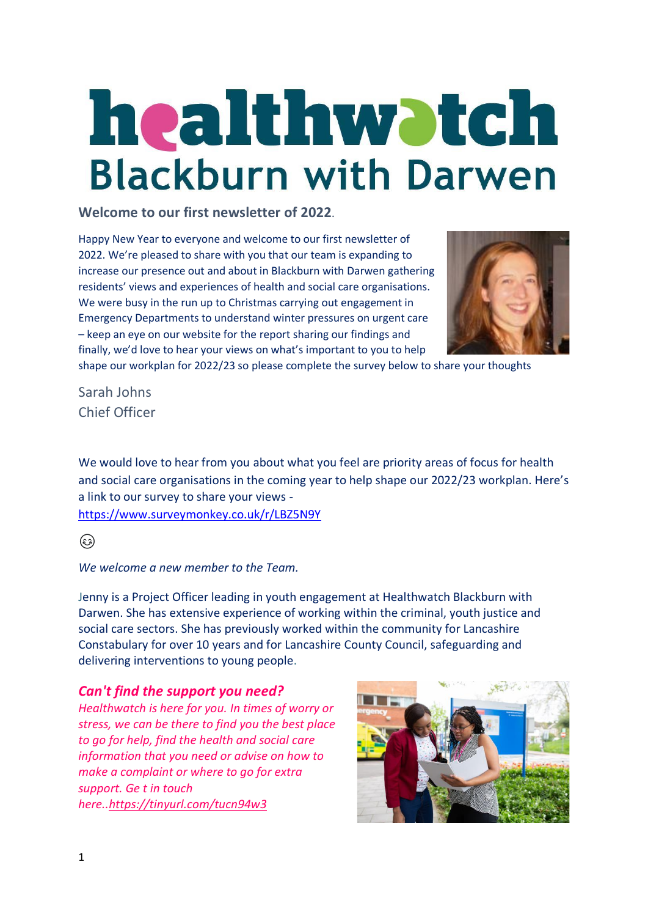# healthwatch Blackburn with Darwen

**Welcome to our first newsletter of 2022.**

Happy New Year to everyone and welcome to our first newsletter of 2022. We're pleased to share with you that our team is expanding to increase our presence out and about in Blackburn with Darwen gathering residents' views and experiences of health and social care organisations. We were busy in the run up to Christmas carrying out engagement in Emergency Departments to understand winter pressures on urgent care – keep an eye on our website for the report sharing our findings and finally, we'd love to hear your views on what's important to you to help shape our workplan for 2022/23 so please complete the survey below to share your thoughts

Sarah Johns
Chief Officer

We would love to hear from you about what you feel are priority areas of focus for health and social care organisations in the coming year to help shape our 2022/23 workplan. Here's a link to our survey to share your views - https://www.surveymonkey.co.uk/r/LBZ5N9Y

😊

*We welcome a new member to the Team.*

Jenny is a Project Officer leading in youth engagement at Healthwatch Blackburn with Darwen. She has extensive experience of working within the criminal, youth justice and social care sectors. She has previously worked within the community for Lancashire Constabulary for over 10 years and for Lancashire County Council, safeguarding and delivering interventions to young people.

***Can't find the support you need?***

*Healthwatch is here for you. In times of worry or stress, we can be there to find you the best place to go for help, find the health and social care information that you need or advise on how to make a complaint or where to go for extra support. Ge t in touch here..https://tinyurl.com/tucn94w3*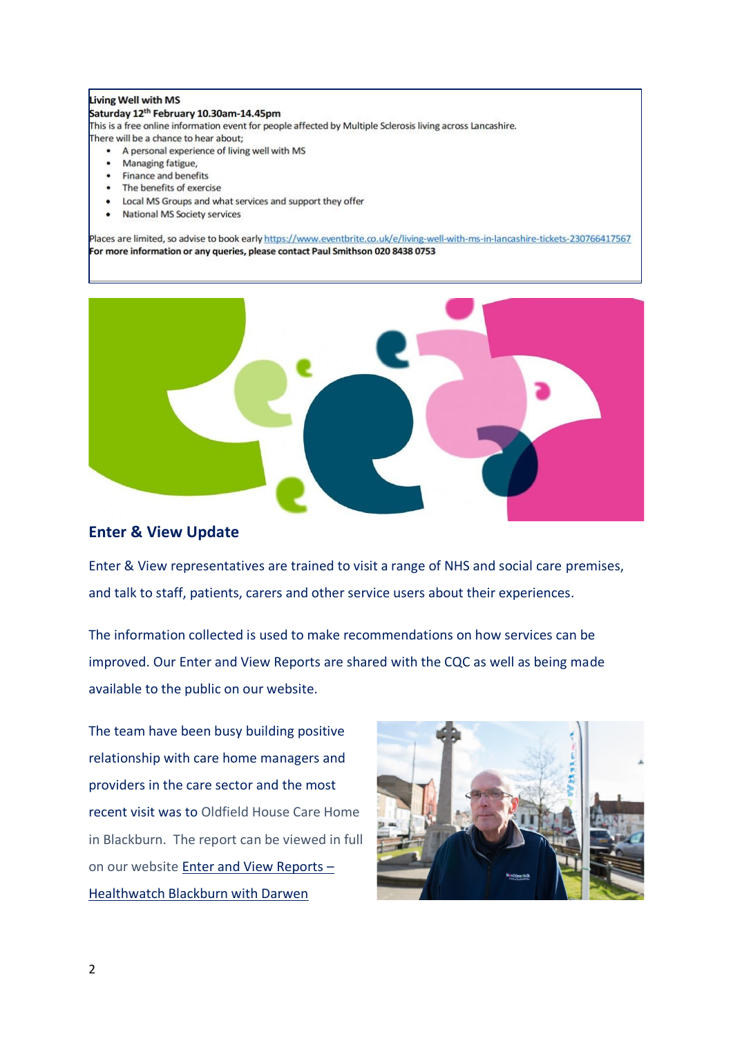**Living Well with MS**
**Saturday 12th February 10.30am-14.45pm**

This is a free online information event for people affected by Multiple Sclerosis living across Lancashire.

There will be a chance to hear about;

- A personal experience of living well with MS
- Managing fatigue,
- Finance and benefits
- The benefits of exercise
- Local MS Groups and what services and support they offer
- National MS Society services

Places are limited, so advise to book early https://www.eventbrite.co.uk/e/living-well-with-ms-in-lancashire-tickets-230766417567
**For more information or any queries, please contact Paul Smithson 020 8438 0753**

## Enter & View Update

Enter & View representatives are trained to visit a range of NHS and social care premises, and talk to staff, patients, carers and other service users about their experiences.

The information collected is used to make recommendations on how services can be improved. Our Enter and View Reports are shared with the CQC as well as being made available to the public on our website.

The team have been busy building positive relationship with care home managers and providers in the care sector and the most recent visit was to Oldfield House Care Home in Blackburn. The report can be viewed in full on our website [Enter and View Reports – Healthwatch Blackburn with Darwen]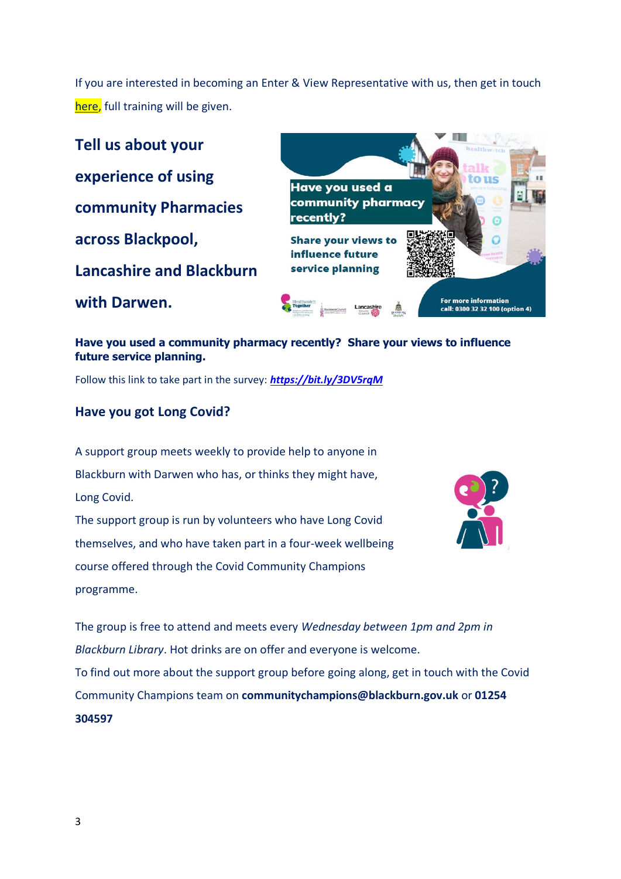If you are interested in becoming an Enter & View Representative with us, then get in touch here, full training will be given.

## Tell us about your experience of using community Pharmacies across Blackpool, Lancashire and Blackburn with Darwen.

**Have you used a community pharmacy recently? Share your views to influence future service planning.**

Follow this link to take part in the survey: ***https://bit.ly/3DV5rqM***

## Have you got Long Covid?

A support group meets weekly to provide help to anyone in Blackburn with Darwen who has, or thinks they might have, Long Covid.

The support group is run by volunteers who have Long Covid themselves, and who have taken part in a four-week wellbeing course offered through the Covid Community Champions programme.

The group is free to attend and meets every *Wednesday between 1pm and 2pm in Blackburn Library*. Hot drinks are on offer and everyone is welcome.

To find out more about the support group before going along, get in touch with the Covid Community Champions team on **communitychampions@blackburn.gov.uk** or **01254 304597**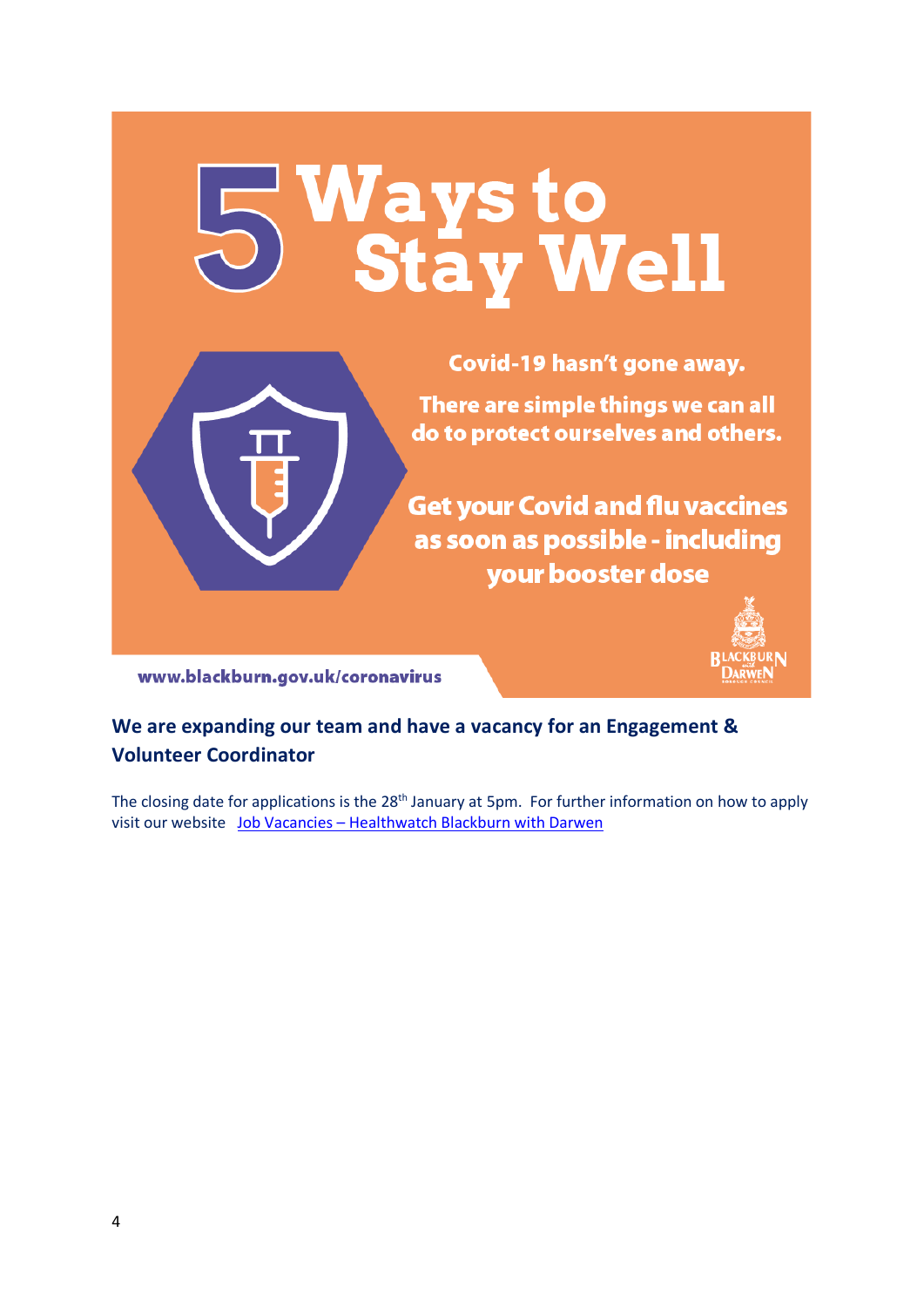# 5 Ways to Stay Well

Covid-19 hasn't gone away.

There are simple things we can all do to protect ourselves and others.

Get your Covid and flu vaccines as soon as possible - including your booster dose

www.blackburn.gov.uk/coronavirus

**We are expanding our team and have a vacancy for an Engagement & Volunteer Coordinator**

The closing date for applications is the 28th January at 5pm. For further information on how to apply visit our website [Job Vacancies – Healthwatch Blackburn with Darwen]